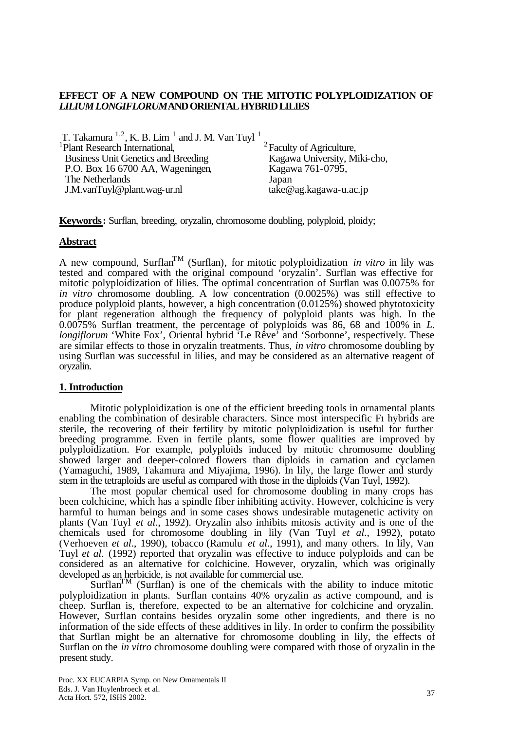# EFFECT OF A NEW COMPOUND ON THE MITOTIC POLYPLOIDIZATION OF *LILIUM LONGIFLORUM* AND ORIENTAL HYBRID LILIES

T. Takamura [1,2], K. B. Lim [1] and J. M. Van Tuyl [1]

[1] Plant Research International,
Business Unit Genetics and Breeding
P.O. Box 16 6700 AA, Wageningen,
The Netherlands
J.M.vanTuyl@plant.wag-ur.nl

[2] Faculty of Agriculture,
Kagawa University, Miki-cho,
Kagawa 761-0795,
Japan
take@ag.kagawa-u.ac.jp

**Keywords:** Surflan, breeding, oryzalin, chromosome doubling, polyploid, ploidy;

## Abstract

A new compound, Surflan™ (Surflan), for mitotic polyploidization *in vitro* in lily was tested and compared with the original compound 'oryzalin'. Surflan was effective for mitotic polyploidization of lilies. The optimal concentration of Surflan was 0.0075% for *in vitro* chromosome doubling. A low concentration (0.0025%) was still effective to produce polyploid plants, however, a high concentration (0.0125%) showed phytotoxicity for plant regeneration although the frequency of polyploid plants was high. In the 0.0075% Surflan treatment, the percentage of polyploids was 86, 68 and 100% in *L. longiflorum* 'White Fox', Oriental hybrid 'Le Rêve' and 'Sorbonne', respectively. These are similar effects to those in oryzalin treatments. Thus, *in vitro* chromosome doubling by using Surflan was successful in lilies, and may be considered as an alternative reagent of oryzalin.

## 1. Introduction

Mitotic polyploidization is one of the efficient breeding tools in ornamental plants enabling the combination of desirable characters. Since most interspecific $F_1$ hybrids are sterile, the recovering of their fertility by mitotic polyploidization is useful for further breeding programme. Even in fertile plants, some flower qualities are improved by polyploidization. For example, polyploids induced by mitotic chromosome doubling showed larger and deeper-colored flowers than diploids in carnation and cyclamen (Yamaguchi, 1989, Takamura and Miyajima, 1996). In lily, the large flower and sturdy stem in the tetraploids are useful as compared with those in the diploids (Van Tuyl, 1992).

The most popular chemical used for chromosome doubling in many crops has been colchicine, which has a spindle fiber inhibiting activity. However, colchicine is very harmful to human beings and in some cases shows undesirable mutagenetic activity on plants (Van Tuyl *et al*., 1992). Oryzalin also inhibits mitosis activity and is one of the chemicals used for chromosome doubling in lily (Van Tuyl *et al*., 1992), potato (Verhoeven *et al*., 1990), tobacco (Ramulu *et al*., 1991), and many others. In lily, Van Tuyl *et al*. (1992) reported that oryzalin was effective to induce polyploids and can be considered as an alternative for colchicine. However, oryzalin, which was originally developed as an herbicide, is not available for commercial use.

Surflan™ (Surflan) is one of the chemicals with the ability to induce mitotic polyploidization in plants. Surflan contains 40% oryzalin as active compound, and is cheep. Surflan is, therefore, expected to be an alternative for colchicine and oryzalin. However, Surflan contains besides oryzalin some other ingredients, and there is no information of the side effects of these additives in lily. In order to confirm the possibility that Surflan might be an alternative for chromosome doubling in lily, the effects of Surflan on the *in vitro* chromosome doubling were compared with those of oryzalin in the present study.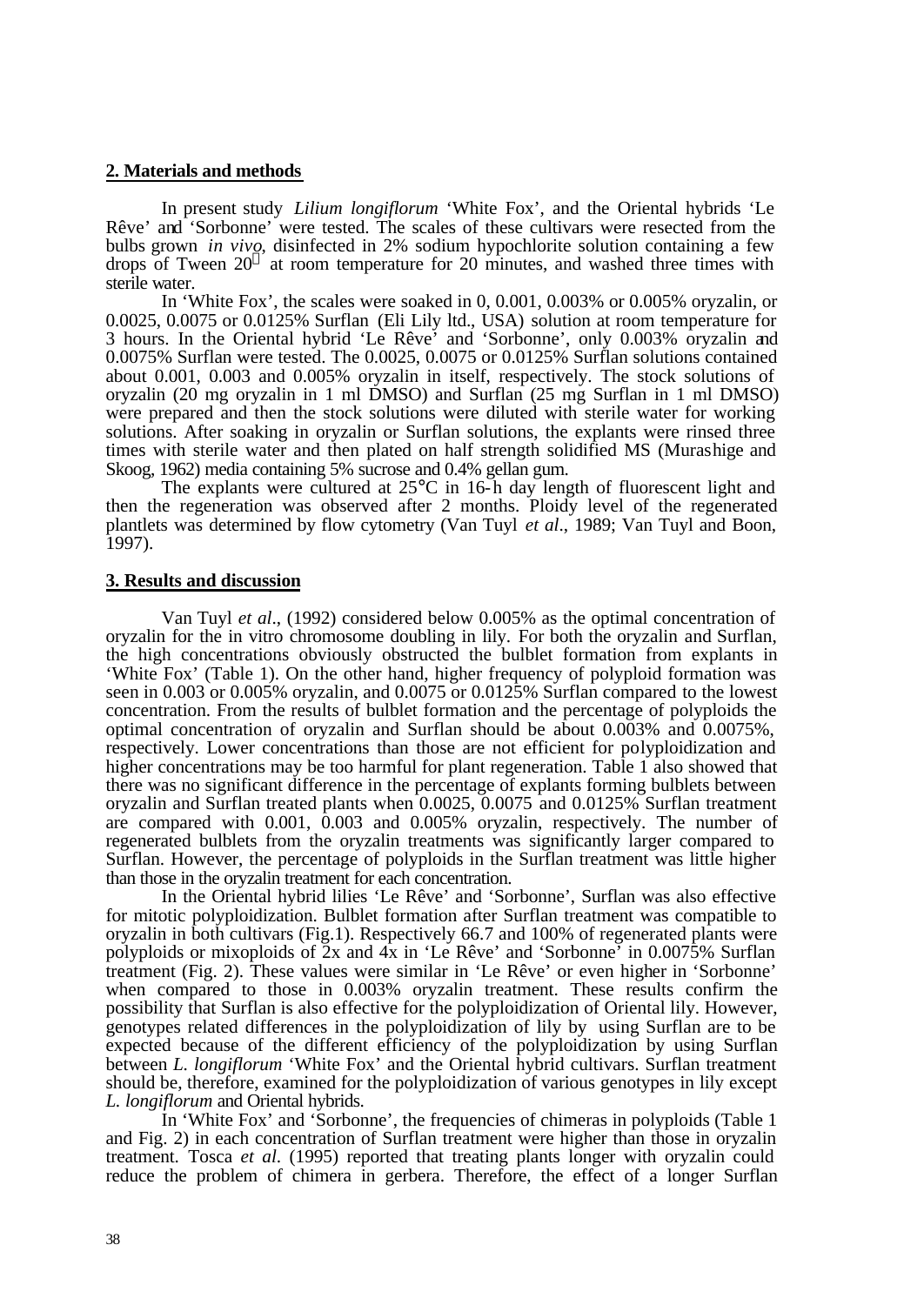## 2. Materials and methods

In present study *Lilium longiflorum* 'White Fox', and the Oriental hybrids 'Le Rêve' and 'Sorbonne' were tested. The scales of these cultivars were resected from the bulbs grown *in vivo*, disinfected in 2% sodium hypochlorite solution containing a few drops of Tween 20® at room temperature for 20 minutes, and washed three times with sterile water.

In 'White Fox', the scales were soaked in 0, 0.001, 0.003% or 0.005% oryzalin, or 0.0025, 0.0075 or 0.0125% Surflan (Eli Lily ltd., USA) solution at room temperature for 3 hours. In the Oriental hybrid 'Le Rêve' and 'Sorbonne', only 0.003% oryzalin and 0.0075% Surflan were tested. The 0.0025, 0.0075 or 0.0125% Surflan solutions contained about 0.001, 0.003 and 0.005% oryzalin in itself, respectively. The stock solutions of oryzalin (20 mg oryzalin in 1 ml DMSO) and Surflan (25 mg Surflan in 1 ml DMSO) were prepared and then the stock solutions were diluted with sterile water for working solutions. After soaking in oryzalin or Surflan solutions, the explants were rinsed three times with sterile water and then plated on half strength solidified MS (Murashige and Skoog, 1962) media containing 5% sucrose and 0.4% gellan gum.

The explants were cultured at 25°C in 16-h day length of fluorescent light and then the regeneration was observed after 2 months. Ploidy level of the regenerated plantlets was determined by flow cytometry (Van Tuyl *et al*., 1989; Van Tuyl and Boon, 1997).

## 3. Results and discussion

Van Tuyl *et al*., (1992) considered below 0.005% as the optimal concentration of oryzalin for the in vitro chromosome doubling in lily. For both the oryzalin and Surflan, the high concentrations obviously obstructed the bulblet formation from explants in 'White Fox' (Table 1). On the other hand, higher frequency of polyploid formation was seen in 0.003 or 0.005% oryzalin, and 0.0075 or 0.0125% Surflan compared to the lowest concentration. From the results of bulblet formation and the percentage of polyploids the optimal concentration of oryzalin and Surflan should be about 0.003% and 0.0075%, respectively. Lower concentrations than those are not efficient for polyploidization and higher concentrations may be too harmful for plant regeneration. Table 1 also showed that there was no significant difference in the percentage of explants forming bulblets between oryzalin and Surflan treated plants when 0.0025, 0.0075 and 0.0125% Surflan treatment are compared with 0.001, 0.003 and 0.005% oryzalin, respectively. The number of regenerated bulblets from the oryzalin treatments was significantly larger compared to Surflan. However, the percentage of polyploids in the Surflan treatment was little higher than those in the oryzalin treatment for each concentration.

In the Oriental hybrid lilies 'Le Rêve' and 'Sorbonne', Surflan was also effective for mitotic polyploidization. Bulblet formation after Surflan treatment was compatible to oryzalin in both cultivars (Fig.1). Respectively 66.7 and 100% of regenerated plants were polyploids or mixoploids of 2x and 4x in 'Le Rêve' and 'Sorbonne' in 0.0075% Surflan treatment (Fig. 2). These values were similar in 'Le Rêve' or even higher in 'Sorbonne' when compared to those in 0.003% oryzalin treatment. These results confirm the possibility that Surflan is also effective for the polyploidization of Oriental lily. However, genotypes related differences in the polyploidization of lily by using Surflan are to be expected because of the different efficiency of the polyploidization by using Surflan between *L. longiflorum* 'White Fox' and the Oriental hybrid cultivars. Surflan treatment should be, therefore, examined for the polyploidization of various genotypes in lily except *L. longiflorum* and Oriental hybrids.

In 'White Fox' and 'Sorbonne', the frequencies of chimeras in polyploids (Table 1 and Fig. 2) in each concentration of Surflan treatment were higher than those in oryzalin treatment. Tosca *et al*. (1995) reported that treating plants longer with oryzalin could reduce the problem of chimera in gerbera. Therefore, the effect of a longer Surflan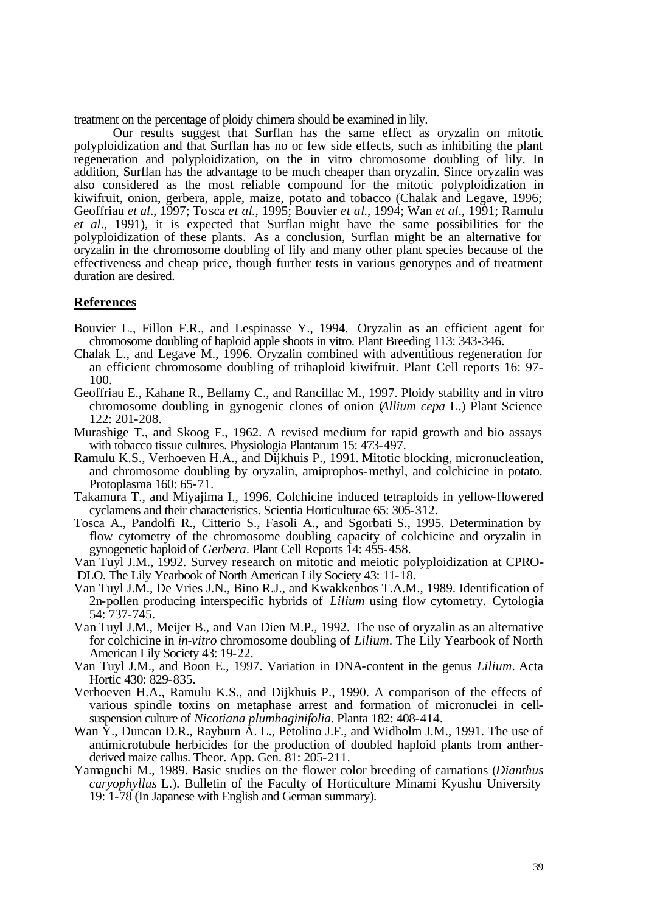treatment on the percentage of ploidy chimera should be examined in lily.

Our results suggest that Surflan has the same effect as oryzalin on mitotic polyploidization and that Surflan has no or few side effects, such as inhibiting the plant regeneration and polyploidization, on the in vitro chromosome doubling of lily. In addition, Surflan has the advantage to be much cheaper than oryzalin. Since oryzalin was also considered as the most reliable compound for the mitotic polyploidization in kiwifruit, onion, gerbera, apple, maize, potato and tobacco (Chalak and Legave, 1996; Geoffriau *et al*., 1997; Tosca *et al*., 1995; Bouvier *et al*., 1994; Wan *et al*., 1991; Ramulu *et al*., 1991), it is expected that Surflan might have the same possibilities for the polyploidization of these plants. As a conclusion, Surflan might be an alternative for oryzalin in the chromosome doubling of lily and many other plant species because of the effectiveness and cheap price, though further tests in various genotypes and of treatment duration are desired.

## References

Bouvier L., Fillon F.R., and Lespinasse Y., 1994. Oryzalin as an efficient agent for chromosome doubling of haploid apple shoots in vitro. Plant Breeding 113: 343-346.

Chalak L., and Legave M., 1996. Oryzalin combined with adventitious regeneration for an efficient chromosome doubling of trihaploid kiwifruit. Plant Cell reports 16: 97-100.

Geoffriau E., Kahane R., Bellamy C., and Rancillac M., 1997. Ploidy stability and in vitro chromosome doubling in gynogenic clones of onion (*Allium cepa* L.) Plant Science 122: 201-208.

Murashige T., and Skoog F., 1962. A revised medium for rapid growth and bio assays with tobacco tissue cultures. Physiologia Plantarum 15: 473-497.

Ramulu K.S., Verhoeven H.A., and Dijkhuis P., 1991. Mitotic blocking, micronucleation, and chromosome doubling by oryzalin, amiprophos-methyl, and colchicine in potato. Protoplasma 160: 65-71.

Takamura T., and Miyajima I., 1996. Colchicine induced tetraploids in yellow-flowered cyclamens and their characteristics. Scientia Horticulturae 65: 305-312.

Tosca A., Pandolfi R., Citterio S., Fasoli A., and Sgorbati S., 1995. Determination by flow cytometry of the chromosome doubling capacity of colchicine and oryzalin in gynogenetic haploid of *Gerbera*. Plant Cell Reports 14: 455-458.

Van Tuyl J.M., 1992. Survey research on mitotic and meiotic polyploidization at CPRO-DLO. The Lily Yearbook of North American Lily Society 43: 11-18.

Van Tuyl J.M., De Vries J.N., Bino R.J., and Kwakkenbos T.A.M., 1989. Identification of 2n-pollen producing interspecific hybrids of *Lilium* using flow cytometry. Cytologia 54: 737-745.

Van Tuyl J.M., Meijer B., and Van Dien M.P., 1992. The use of oryzalin as an alternative for colchicine in *in-vitro* chromosome doubling of *Lilium*. The Lily Yearbook of North American Lily Society 43: 19-22.

Van Tuyl J.M., and Boon E., 1997. Variation in DNA-content in the genus *Lilium*. Acta Hortic 430: 829-835.

Verhoeven H.A., Ramulu K.S., and Dijkhuis P., 1990. A comparison of the effects of various spindle toxins on metaphase arrest and formation of micronuclei in cell-suspension culture of *Nicotiana plumbaginifolia*. Planta 182: 408-414.

Wan Y., Duncan D.R., Rayburn A. L., Petolino J.F., and Widholm J.M., 1991. The use of antimicrotubule herbicides for the production of doubled haploid plants from anther-derived maize callus. Theor. App. Gen. 81: 205-211.

Yamaguchi M., 1989. Basic studies on the flower color breeding of carnations (*Dianthus caryophyllus* L.). Bulletin of the Faculty of Horticulture Minami Kyushu University 19: 1-78 (In Japanese with English and German summary).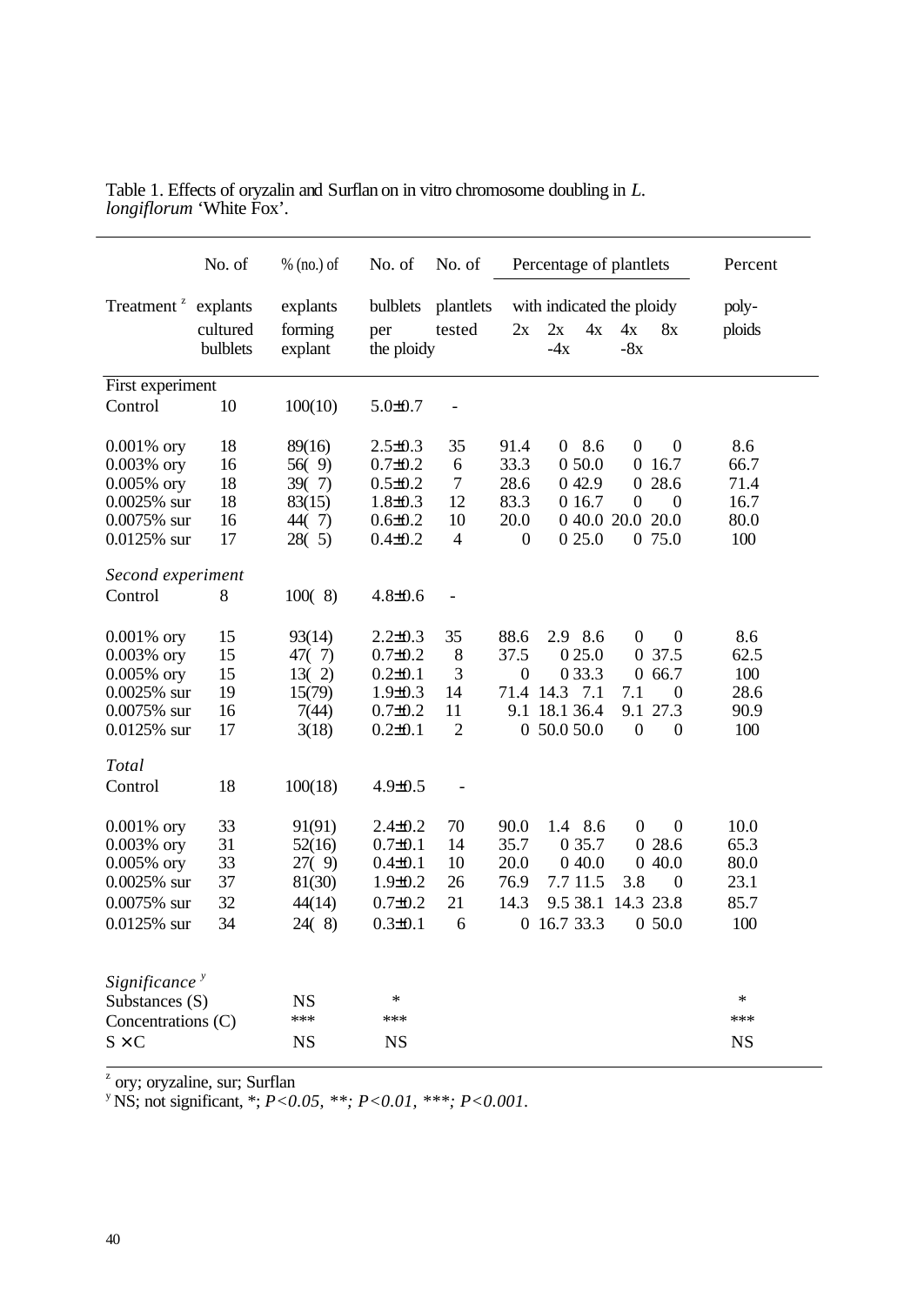Table 1. Effects of oryzalin and Surflan on in vitro chromosome doubling in *L. longiflorum* 'White Fox'.

| Treatment [z] | No. of explants cultured bulblets | % (no.) of explants forming explant | No. of bulblets per the ploidy | No. of plantlets tested | Percentage of plantlets with indicated the ploidy 2x | 2x -4x | 4x | 4x -8x | 8x | Percent poly-ploids |
|---|---|---|---|---|---|---|---|---|---|---|
| **First experiment** | | | | | | | | | | |
| Control | 10 | 100(10) | 5.0±0.7 | - | | | | | | |
| 0.001% ory | 18 | 89(16) | 2.5±0.3 | 35 | 91.4 | 0 | 8.6 | 0 | 0 | 8.6 |
| 0.003% ory | 16 | 56( 9) | 0.7±0.2 | 6 | 33.3 | 0 | 50.0 | 0 | 16.7 | 66.7 |
| 0.005% ory | 18 | 39( 7) | 0.5±0.2 | 7 | 28.6 | 0 | 42.9 | 0 | 28.6 | 71.4 |
| 0.0025% sur | 18 | 83(15) | 1.8±0.3 | 12 | 83.3 | 0 | 16.7 | 0 | 0 | 16.7 |
| 0.0075% sur | 16 | 44( 7) | 0.6±0.2 | 10 | 20.0 | 0 | 40.0 | 20.0 | 20.0 | 80.0 |
| 0.0125% sur | 17 | 28( 5) | 0.4±0.2 | 4 | 0 | 0 | 25.0 | 0 | 75.0 | 100 |
| ***Second experiment*** | | | | | | | | | | |
| Control | 8 | 100( 8) | 4.8±0.6 | - | | | | | | |
| 0.001% ory | 15 | 93(14) | 2.2±0.3 | 35 | 88.6 | 2.9 | 8.6 | 0 | 0 | 8.6 |
| 0.003% ory | 15 | 47( 7) | 0.7±0.2 | 8 | 37.5 | 0 | 25.0 | 0 | 37.5 | 62.5 |
| 0.005% ory | 15 | 13( 2) | 0.2±0.1 | 3 | 0 | 0 | 33.3 | 0 | 66.7 | 100 |
| 0.0025% sur | 19 | 15(79) | 1.9±0.3 | 14 | 71.4 | 14.3 | 7.1 | 7.1 | 0 | 28.6 |
| 0.0075% sur | 16 | 7(44) | 0.7±0.2 | 11 | 9.1 | 18.1 | 36.4 | 9.1 | 27.3 | 90.9 |
| 0.0125% sur | 17 | 3(18) | 0.2±0.1 | 2 | 0 | 50.0 | 50.0 | 0 | 0 | 100 |
| ***Total*** | | | | | | | | | | |
| Control | 18 | 100(18) | 4.9±0.5 | - | | | | | | |
| 0.001% ory | 33 | 91(91) | 2.4±0.2 | 70 | 90.0 | 1.4 | 8.6 | 0 | 0 | 10.0 |
| 0.003% ory | 31 | 52(16) | 0.7±0.1 | 14 | 35.7 | 0 | 35.7 | 0 | 28.6 | 65.3 |
| 0.005% ory | 33 | 27( 9) | 0.4±0.1 | 10 | 20.0 | 0 | 40.0 | 0 | 40.0 | 80.0 |
| 0.0025% sur | 37 | 81(30) | 1.9±0.2 | 26 | 76.9 | 7.7 | 11.5 | 3.8 | 0 | 23.1 |
| 0.0075% sur | 32 | 44(14) | 0.7±0.2 | 21 | 14.3 | 9.5 | 38.1 | 14.3 | 23.8 | 85.7 |
| 0.0125% sur | 34 | 24( 8) | 0.3±0.1 | 6 | 0 | 16.7 | 33.3 | 0 | 50.0 | 100 |
| ***Significance*** [y] | | | | | | | | | | |
| Substances (S) | | NS | * | | | | | | | * |
| Concentrations (C) | | *** | *** | | | | | | | *** |
| S × C | | NS | NS | | | | | | | NS |

[z] ory; oryzaline, sur; Surflan

[y] NS; not significant, *; $P<0.05$, **; $P<0.01$, ***; $P<0.001$.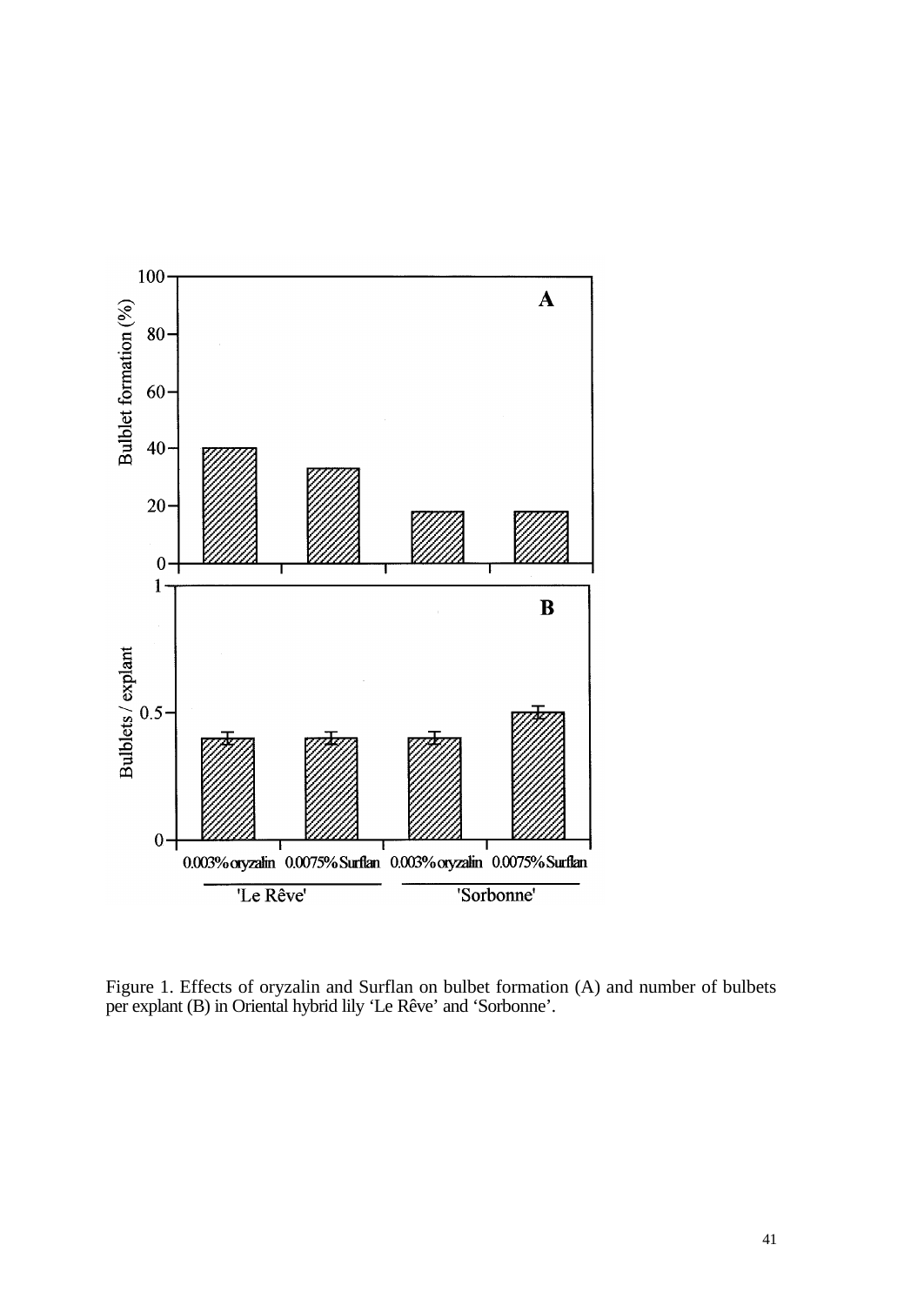Figure 1. Effects of oryzalin and Surflan on bulbet formation (A) and number of bulbets per explant (B) in Oriental hybrid lily 'Le Rêve' and 'Sorbonne'.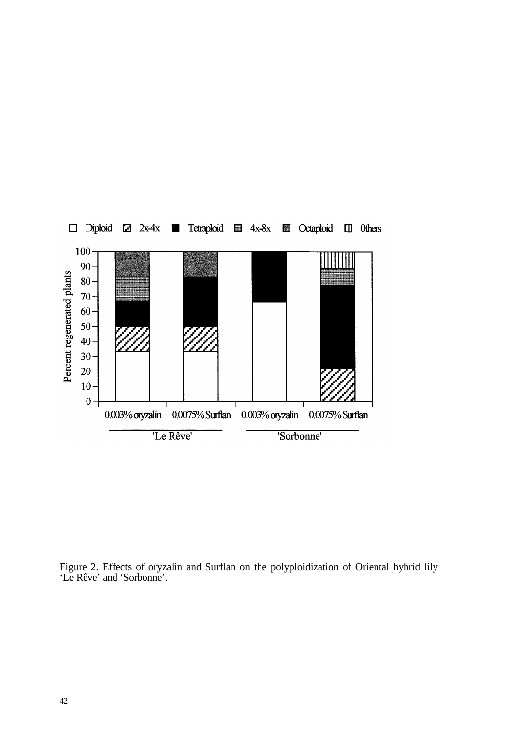□ Diploid ◪ 2x-4x ■ Tetraploid ▦ 4x-8x ▩ Octaploid ▥ 0thers

Percent regenerated plants

100
90
80
70
60
50
40
30
20
10
0

0.003% oryzalin 0.0075% Surflan 0.003% oryzalin 0.0075% Surflan

'Le Rêve' 'Sorbonne'

Figure 2. Effects of oryzalin and Surflan on the polyploidization of Oriental hybrid lily 'Le Rêve' and 'Sorbonne'.